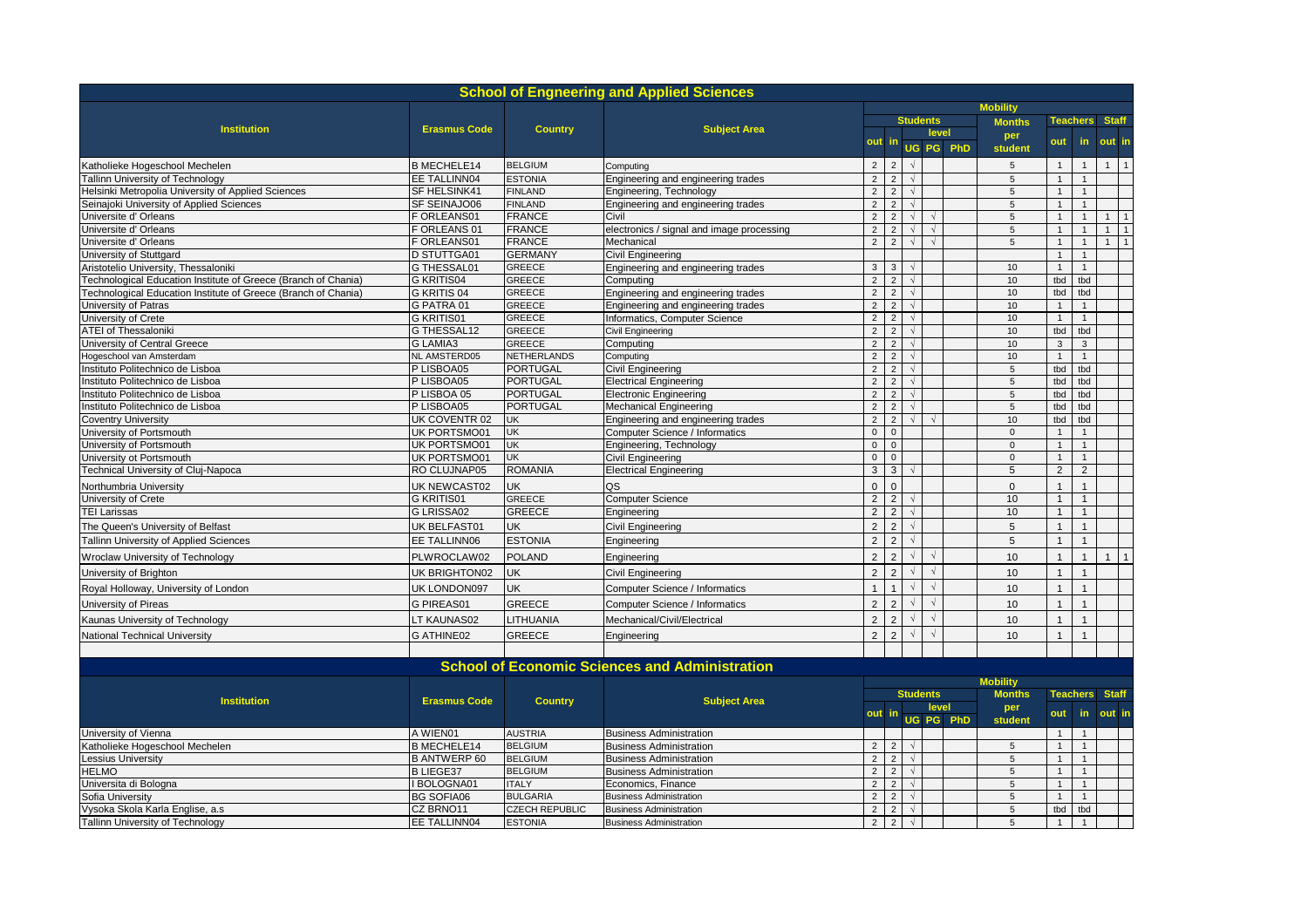# School of Engneering and Applied Sciences

| Institution | Erasmus Code | Country | Subject Area | Mobility | | | | | | | | | |
|---|---|---|---|---|---|---|---|---|---|---|---|---|---|
| | | | | Students | | | | | Months per student | Teachers | | Staff | |
| | | | | out | in | level | | | | out | in | out | in |
| | | | | | | UG | PG | PhD | | | | | |
| Katholieke Hogeschool Mechelen | B MECHELE14 | BELGIUM | Computing | 2 | 2 | √ | | | 5 | 1 | 1 | 1 | 1 |
| Tallinn University of Technology | EE TALLINN04 | ESTONIA | Engineering and engineering trades | 2 | 2 | √ | | | 5 | 1 | 1 | | |
| Helsinki Metropolia University of Applied Sciences | SF HELSINK41 | FINLAND | Engineering, Technology | 2 | 2 | √ | | | 5 | 1 | 1 | | |
| Seinajoki University of Applied Sciences | SF SEINAJO06 | FINLAND | Engineering and engineering trades | 2 | 2 | √ | | | 5 | 1 | 1 | | |
| Universite d' Orleans | F ORLEANS01 | FRANCE | Civil | 2 | 2 | √ | √ | | 5 | 1 | 1 | 1 | 1 |
| Universite d' Orleans | F ORLEANS 01 | FRANCE | electronics / signal and image processing | 2 | 2 | √ | √ | | 5 | 1 | 1 | 1 | 1 |
| Universite d' Orleans | F ORLEANS01 | FRANCE | Mechanical | 2 | 2 | √ | √ | | 5 | 1 | 1 | 1 | 1 |
| University of Stuttgard | D STUTTGA01 | GERMANY | Civil Engineering | | | | | | | 1 | 1 | | |
| Aristotelio University, Thessaloniki | G THESSAL01 | GREECE | Engineering and engineering trades | 3 | 3 | √ | | | 10 | 1 | 1 | | |
| Technological Education Institute of Greece (Branch of Chania) | G KRITIS04 | GREECE | Computing | 2 | 2 | √ | | | 10 | tbd | tbd | | |
| Technological Education Institute of Greece (Branch of Chania) | G KRITIS 04 | GREECE | Engineering and engineering trades | 2 | 2 | √ | | | 10 | tbd | tbd | | |
| University of Patras | G PATRA 01 | GREECE | Engineering and engineering trades | 2 | 2 | √ | | | 10 | 1 | 1 | | |
| University of Crete | G KRITIS01 | GREECE | Informatics, Computer Science | 2 | 2 | √ | | | 10 | 1 | 1 | | |
| ATEI of Thessaloniki | G THESSAL12 | GREECE | Civil Engineering | 2 | 2 | √ | | | 10 | tbd | tbd | | |
| University of Central Greece | G LAMIA3 | GREECE | Computing | 2 | 2 | √ | | | 10 | 3 | 3 | | |
| Hogeschool van Amsterdam | NL AMSTERD05 | NETHERLANDS | Computing | 2 | 2 | √ | | | 10 | 1 | 1 | | |
| Instituto Politechnico de Lisboa | P LISBOA05 | PORTUGAL | Civil Engineering | 2 | 2 | √ | | | 5 | tbd | tbd | | |
| Instituto Politechnico de Lisboa | P LISBOA05 | PORTUGAL | Electrical Engineering | 2 | 2 | √ | | | 5 | tbd | tbd | | |
| Instituto Politechnico de Lisboa | P LISBOA 05 | PORTUGAL | Electronic Engineering | 2 | 2 | √ | | | 5 | tbd | tbd | | |
| Instituto Politechnico de Lisboa | P LISBOA05 | PORTUGAL | Mechanical Engineering | 2 | 2 | √ | | | 5 | tbd | tbd | | |
| Coventry University | UK COVENTR 02 | UK | Engineering and engineering trades | 2 | 2 | √ | √ | | 10 | tbd | tbd | | |
| University of Portsmouth | UK PORTSMO01 | UK | Computer Science / Informatics | 0 | 0 | | | | 0 | 1 | 1 | | |
| University of Portsmouth | UK PORTSMO01 | UK | Engineering, Technology | 0 | 0 | | | | 0 | 1 | 1 | | |
| University ot Portsmouth | UK PORTSMO01 | UK | Civil Engineering | 0 | 0 | | | | 0 | 1 | 1 | | |
| Technical University of Cluj-Napoca | RO CLUJNAP05 | ROMANIA | Electrical Engineering | 3 | 3 | √ | | | 5 | 2 | 2 | | |
| Northumbria University | UK NEWCAST02 | UK | QS | 0 | 0 | | | | 0 | 1 | 1 | | |
| University of Crete | G KRITIS01 | GREECE | Computer Science | 2 | 2 | √ | | | 10 | 1 | 1 | | |
| TEI Larissas | G LRISSA02 | GREECE | Engineering | 2 | 2 | √ | | | 10 | 1 | 1 | | |
| The Queen's University of Belfast | UK BELFAST01 | UK | Civil Engineering | 2 | 2 | √ | | | 5 | 1 | 1 | | |
| Tallinn University of Applied Sciences | EE TALLINN06 | ESTONIA | Engineering | 2 | 2 | √ | | | 5 | 1 | 1 | | |
| Wroclaw University of Technology | PLWROCLAW02 | POLAND | Engineering | 2 | 2 | √ | √ | | 10 | 1 | 1 | 1 | 1 |
| University of Brighton | UK BRIGHTON02 | UK | Civil Engineering | 2 | 2 | √ | √ | | 10 | 1 | 1 | | |
| Royal Holloway, University of London | UK LONDON097 | UK | Computer Science / Informatics | 1 | 1 | √ | √ | | 10 | 1 | 1 | | |
| University of Pireas | G PIREAS01 | GREECE | Computer Science / Informatics | 2 | 2 | √ | √ | | 10 | 1 | 1 | | |
| Kaunas University of Technology | LT KAUNAS02 | LITHUANIA | Mechanical/Civil/Electrical | 2 | 2 | √ | √ | | 10 | 1 | 1 | | |
| National Technical University | G ATHINE02 | GREECE | Engineering | 2 | 2 | √ | √ | | 10 | 1 | 1 | | |

# School of Economic Sciences and Administration

| Institution | Erasmus Code | Country | Subject Area | Mobility | | | | | | | | | |
|---|---|---|---|---|---|---|---|---|---|---|---|---|---|
| | | | | Students | | | | | Months per student | Teachers | | Staff | |
| | | | | out | in | level | | | | out | in | out | in |
| | | | | | | UG | PG | PhD | | | | | |
| University of Vienna | A WIEN01 | AUSTRIA | Business Administration | | | | | | | 1 | 1 | | |
| Katholieke Hogeschool Mechelen | B MECHELE14 | BELGIUM | Business Administration | 2 | 2 | √ | | | 5 | 1 | 1 | | |
| Lessius University | B ANTWERP 60 | BELGIUM | Business Administration | 2 | 2 | √ | | | 5 | 1 | 1 | | |
| HELMO | B LIEGE37 | BELGIUM | Business Administration | 2 | 2 | √ | | | 5 | 1 | 1 | | |
| Universita di Bologna | I BOLOGNA01 | ITALY | Economics, Finance | 2 | 2 | √ | | | 5 | 1 | 1 | | |
| Sofia University | BG SOFIA06 | BULGARIA | Business Administration | 2 | 2 | √ | | | 5 | 1 | 1 | | |
| Vysoka Skola Karla Englise, a.s | CZ BRNO11 | CZECH REPUBLIC | Business Administration | 2 | 2 | √ | | | 5 | tbd | tbd | | |
| Tallinn University of Technology | EE TALLINN04 | ESTONIA | Business Administration | 2 | 2 | √ | | | 5 | 1 | 1 | | |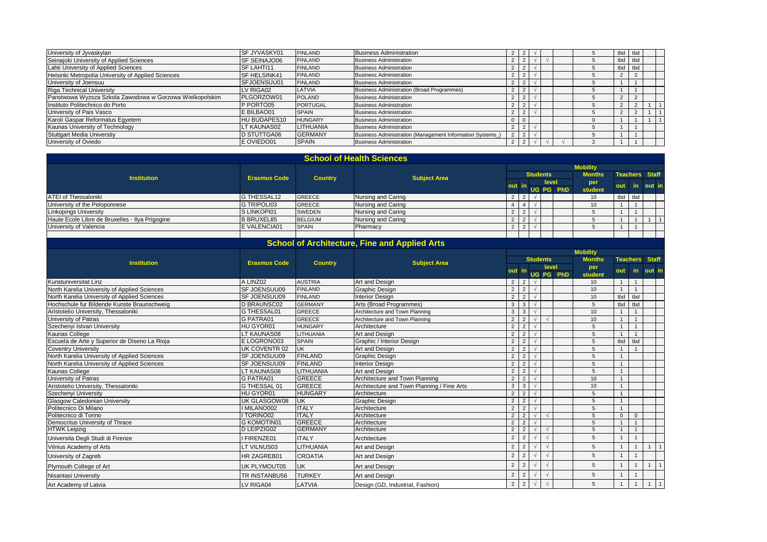| Institution | Erasmus Code | Country | Subject Area | Students out | Students in | UG | PG | PhD | Months per student | Teachers out | Teachers in | Staff out | Staff in |
|---|---|---|---|---|---|---|---|---|---|---|---|---|---|
| University of Jyvaskylan | SF JYVASKY01 | FINLAND | Business Administration | 2 | 2 | √ | | | 5 | tbd | tbd | | |
| Seinajoki University of Applied Sciences | SF SEINAJO06 | FINLAND | Business Administration | 2 | 2 | √ | √ | | 5 | tbd | tbd | | |
| Lahti University of Applied Sciences | SF LAHTI11 | FINLAND | Business Administration | 2 | 2 | √ | | | 5 | tbd | tbd | | |
| Helsinki Metropolia University of Applied Sciences | SF HELSINK41 | FINLAND | Business Administration | 2 | 2 | √ | | | 5 | 2 | 2 | | |
| University of Joensuu | SFJOENSUU01 | FINLAND | Business Administration | 2 | 2 | √ | | | 5 | 1 | 1 | | |
| Riga Technical University | LV RIGA02 | LATVIA | Business Administration (Broad Programmes) | 2 | 2 | √ | | | 5 | 1 | 1 | | |
| Panstwowa Wyzsza Szkola Zawodowa w Gorzowa Wielkopolskim | PLGORZOW01 | POLAND | Business Administration | 2 | 2 | √ | | | 5 | 2 | 2 | | |
| Instituto Politechnico do Porto | P PORTO05 | PORTUGAL | Business Administration | 2 | 2 | √ | | | 5 | 2 | 2 | 1 | 1 |
| University of Pais Vasco | E BILBAO01 | SPAIN | Business Administration | 2 | 2 | √ | | | 5 | 2 | 2 | 1 | 1 |
| Karoli Gaspar Reformatus Egyetem | HU BUDAPES10 | HUNGARY | Business Administration | 0 | 0 | | | | 0 | 1 | 1 | 1 | 1 |
| Kaunas University of Technology | LT KAUNAS02 | LITHUANIA | Business Administration | 2 | 2 | √ | | | 5 | 1 | 1 | | |
| Stuttgart Media Universtiy | D STUTTGA06 | GERMANY | Business Administration (Management Information Systems_) | 2 | 2 | √ | | | 5 | 1 | 1 | | |
| University of Oviedo | E OVIEDO01 | SPAIN | Business Administration | 2 | 2 | √ | √ | √ | 2 | 1 | 1 | | |

## School of Health Sciences

| Institution | Erasmus Code | Country | Subject Area | Mobility: Students out | Students in | level UG | PG | PhD | Months per student | Teachers out | Teachers in | Staff out | Staff in |
|---|---|---|---|---|---|---|---|---|---|---|---|---|---|
| ATEI of Thessaloniki | G THESSAL12 | GREECE | Nursing and Caring | 2 | 2 | √ | | | 10 | tbd | tbd | | |
| University of the Peloponnese | G TRIPOLI03 | GREECE | Nursing and Caring | 4 | 4 | √ | | | 10 | 1 | 1 | | |
| Linkopings University | S LINKOPI01 | SWEDEN | Nursing and Caring | 2 | 2 | √ | | | 5 | 1 | 1 | | |
| Haute Ecole Libre de Bruxelles - Ilya Prigogine | B BRUXEL85 | BELGIUM | Nursing and Caring | 2 | 2 | √ | | | 5 | 1 | 1 | 1 | 1 |
| University of Valencia | E VALENCIA01 | SPAIN | Pharmacy | 2 | 2 | √ | | | 5 | 1 | 1 | | |

## School of Architecture, Fine and Applied Arts

| Institution | Erasmus Code | Country | Subject Area | Mobility: Students out | Students in | level UG | PG | PhD | Months per student | Teachers out | Teachers in | Staff out | Staff in |
|---|---|---|---|---|---|---|---|---|---|---|---|---|---|
| Kunstuniversitat Linz | A LINZ02 | AUSTRIA | Art and Design | 2 | 2 | √ | | | 10 | 1 | 1 | | |
| North Karelia University of Applied Sciences | SF JOENSUU09 | FINLAND | Graphic Design | 2 | 2 | √ | | | 10 | 1 | 1 | | |
| North Karelia University of Applied Sciences | SF JOENSUU09 | FINLAND | Interior Design | 2 | 2 | √ | | | 10 | tbd | tbd | | |
| Hochschule fur Bildende Kunste Braunschweig | D BRAUNSC02 | GERMANY | Arts (Broad Programmes) | 3 | 3 | √ | | | 5 | tbd | tbd | | |
| Aristotelio University, Thessaloniki | G THESSAL01 | GREECE | Architecture and Town Planning | 3 | 3 | √ | | | 10 | 1 | 1 | | |
| University of Patras | G PATRA01 | GREECE | Architecture and Town Planning | 2 | 2 | √ | √ | | 10 | 1 | 1 | | |
| Szechenyi Istvan University | HU GYOR01 | HUNGARY | Architecture | 2 | 2 | √ | | | 5 | 1 | 1 | | |
| Kaunas College | LT KAUNAS08 | LITHUANIA | Art and Design | 2 | 2 | √ | | | 5 | 1 | 1 | | |
| Escuela de Arte y Superior de Diseno La Rioja | E LOGRONO03 | SPAIN | Graphic / Interior Design | 2 | 2 | √ | | | 5 | tbd | tbd | | |
| Coventry University | UK COVENTR 02 | UK | Art and Design | 2 | 2 | √ | | | 5 | 1 | 1 | | |
| North Karelia University of Applied Sciences | SF JOENSUU09 | FINLAND | Graphic Design | 2 | 2 | √ | | | 5 | 1 | | | |
| North Karelia University of Applied Sciences | SF JOENSUU09 | FINLAND | Interior Design | 2 | 2 | √ | | | 5 | 1 | | | |
| Kaunas College | LT KAUNAS08 | LITHUANIA | Art and Design | 2 | 2 | √ | | | 5 | 1 | | | |
| University of Patras | G PATRA01 | GREECE | Architecture and Town Planning | 2 | 2 | √ | | | 10 | 1 | | | |
| Aristotelio University, Thessaloniki | G THESSAL 01 | GREECE | Architecture and Town Planning / Fine Arts | 3 | 3 | √ | | | 10 | 1 | | | |
| Szechenyi University | HU GYOR01 | HUNGARY | Architecture | 2 | 2 | √ | | | 5 | 1 | | | |
| Glasgow Caledonian University | UK GLASGOW08 | UK | Graphic Design | 2 | 2 | √ | | | 5 | 1 | | | |
| Politecnico Di Milano | I MILANO002 | ITALY | Architecture | 2 | 2 | √ | | | 5 | 1 | | | |
| Politecnico di Torino | I TORINO02 | ITALY | Architecture | 2 | 2 | √ | √ | | 5 | 0 | 0 | | |
| Democritus University of Thrace | G KOMOTIN01 | GREECE | Architecture | 2 | 2 | √ | | | 5 | 1 | 1 | | |
| HTWK Leipzig | D LEIPZIG02 | GERMANY | Architecture | 2 | 2 | √ | √ | | 5 | 1 | 1 | | |
| Universita Degli Studi di Firenze | I FIRENZE01 | ITALY | Architecture | 2 | 2 | √ | √ | | 5 | 1 | 1 | | |
| Vilnius Academy of Arts | LT VILNUS03 | LITHUANIA | Art and Design | 2 | 2 | √ | √ | | 5 | 1 | 1 | 1 | 1 |
| University of Zagreb | HR ZAGREB01 | CROATIA | Art and Design | 2 | 2 | √ | √ | | 5 | 1 | 1 | | |
| Plymouth College of Art | UK PLYMOUT05 | UK | Art and Design | 2 | 2 | √ | √ | | 5 | 1 | 1 | 1 | 1 |
| Nisantasi University | TR INSTANBU56 | TURKEY | Art and Design | 2 | 2 | √ | √ | | 5 | 1 | 1 | | |
| Art Academy of Latvia | LV RIGA04 | LATVIA | Design (GD, Industrial, Fashion) | 2 | 2 | √ | √ | | 5 | 1 | 1 | 1 | 1 |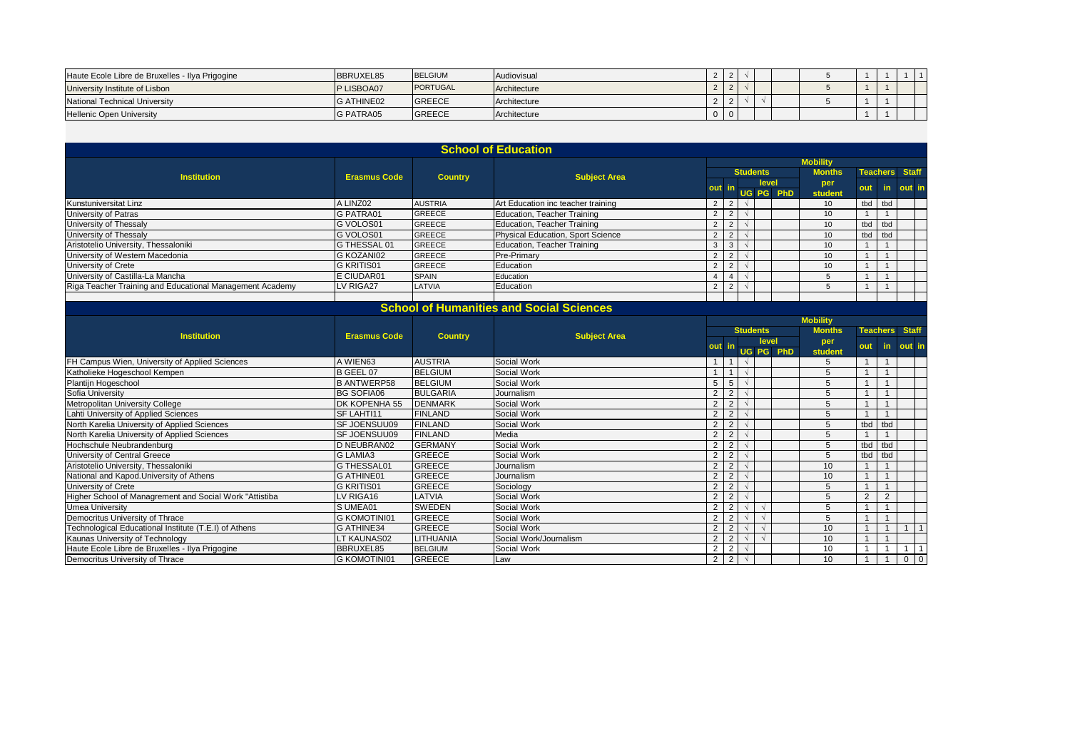| | | | | | | | | | | | | | |
|---|---|---|---|---|---|---|---|---|---|---|---|---|---|
| Haute Ecole Libre de Bruxelles - Ilya Prigogine | BBRUXEL85 | BELGIUM | Audiovisual | 2 | 2 | √ | | | 5 | 1 | 1 | 1 | 1 |
| University Institute of Lisbon | P LISBOA07 | PORTUGAL | Architecture | 2 | 2 | √ | | | 5 | 1 | 1 | | |
| National Technical University | G ATHINE02 | GREECE | Architecture | 2 | 2 | √ | √ | | 5 | 1 | 1 | | |
| Hellenic Open University | G PATRA05 | GREECE | Architecture | 0 | 0 | | | | | 1 | 1 | | |

## School of Education

| Institution | Erasmus Code | Country | Subject Area | Mobility: Students | | | | | Months | Teachers | | Staff | |
|---|---|---|---|---|---|---|---|---|---|---|---|---|---|
| | | | | out | in | level | | | per | out | in | out | in |
| | | | | | | UG | PG | PhD | student | | | | |
| Kunstuniversitat Linz | A LINZ02 | AUSTRIA | Art Education inc teacher training | 2 | 2 | √ | | | 10 | tbd | tbd | | |
| University of Patras | G PATRA01 | GREECE | Education, Teacher Training | 2 | 2 | √ | | | 10 | 1 | 1 | | |
| University of Thessaly | G VOLOS01 | GREECE | Education, Teacher Training | 2 | 2 | √ | | | 10 | tbd | tbd | | |
| University of Thessaly | G VOLOS01 | GREECE | Physical Education, Sport Science | 2 | 2 | √ | | | 10 | tbd | tbd | | |
| Aristotelio University, Thessaloniki | G THESSAL 01 | GREECE | Education, Teacher Training | 3 | 3 | √ | | | 10 | 1 | 1 | | |
| University of Western Macedonia | G KOZANI02 | GREECE | Pre-Primary | 2 | 2 | √ | | | 10 | 1 | 1 | | |
| University of Crete | G KRITIS01 | GREECE | Education | 2 | 2 | √ | | | 10 | 1 | 1 | | |
| University of Castilla-La Mancha | E CIUDAR01 | SPAIN | Education | 4 | 4 | √ | | | 5 | 1 | 1 | | |
| Riga Teacher Training and Educational Management Academy | LV RIGA27 | LATVIA | Education | 2 | 2 | √ | | | 5 | 1 | 1 | | |

## School of Humanities and Social Sciences

| Institution | Erasmus Code | Country | Subject Area | Mobility: Students | | | | | Months | Teachers | | Staff | |
|---|---|---|---|---|---|---|---|---|---|---|---|---|---|
| | | | | out | in | level | | | per | out | in | out | in |
| | | | | | | UG | PG | PhD | student | | | | |
| FH Campus Wien, University of Applied Sciences | A WIEN63 | AUSTRIA | Social Work | 1 | 1 | √ | | | 5 | 1 | 1 | | |
| Katholieke Hogeschool Kempen | B GEEL 07 | BELGIUM | Social Work | 1 | 1 | √ | | | 5 | 1 | 1 | | |
| Plantijn Hogeschool | B ANTWERP58 | BELGIUM | Social Work | 5 | 5 | √ | | | 5 | 1 | 1 | | |
| Sofia University | BG SOFIA06 | BULGARIA | Journalism | 2 | 2 | √ | | | 5 | 1 | 1 | | |
| Metropolitan University College | DK KOPENHA 55 | DENMARK | Social Work | 2 | 2 | √ | | | 5 | 1 | 1 | | |
| Lahti University of Applied Sciences | SF LAHTI11 | FINLAND | Social Work | 2 | 2 | √ | | | 5 | 1 | 1 | | |
| North Karelia University of Applied Sciences | SF JOENSUU09 | FINLAND | Social Work | 2 | 2 | √ | | | 5 | tbd | tbd | | |
| North Karelia University of Applied Sciences | SF JOENSUU09 | FINLAND | Media | 2 | 2 | √ | | | 5 | 1 | 1 | | |
| Hochschule Neubrandenburg | D NEUBRAN02 | GERMANY | Social Work | 2 | 2 | √ | | | 5 | tbd | tbd | | |
| University of Central Greece | G LAMIA3 | GREECE | Social Work | 2 | 2 | √ | | | 5 | tbd | tbd | | |
| Aristotelio University, Thessaloniki | G THESSAL01 | GREECE | Journalism | 2 | 2 | √ | | | 10 | 1 | 1 | | |
| National and Kapod.University of Athens | G ATHINE01 | GREECE | Journalism | 2 | 2 | √ | | | 10 | 1 | 1 | | |
| University of Crete | G KRITIS01 | GREECE | Sociology | 2 | 2 | √ | | | 5 | 1 | 1 | | |
| Higher School of Managrement and Social Work "Attistiba | LV RIGA16 | LATVIA | Social Work | 2 | 2 | √ | | | 5 | 2 | 2 | | |
| Umea University | S UMEA01 | SWEDEN | Social Work | 2 | 2 | √ | √ | | 5 | 1 | 1 | | |
| Democritus University of Thrace | G KOMOTINI01 | GREECE | Social Work | 2 | 2 | √ | √ | | 5 | 1 | 1 | | |
| Technological Educational Institute (T.E.I) of Athens | G ATHINE34 | GREECE | Social Work | 2 | 2 | √ | √ | | 10 | 1 | 1 | 1 | 1 |
| Kaunas University of Technology | LT KAUNAS02 | LITHUANIA | Social Work/Journalism | 2 | 2 | √ | √ | | 10 | 1 | 1 | | |
| Haute Ecole Libre de Bruxelles - Ilya Prigogine | BBRUXEL85 | BELGIUM | Social Work | 2 | 2 | √ | | | 10 | 1 | 1 | 1 | 1 |
| Democritus University of Thrace | G KOMOTINI01 | GREECE | Law | 2 | 2 | √ | | | 10 | 1 | 1 | 0 | 0 |